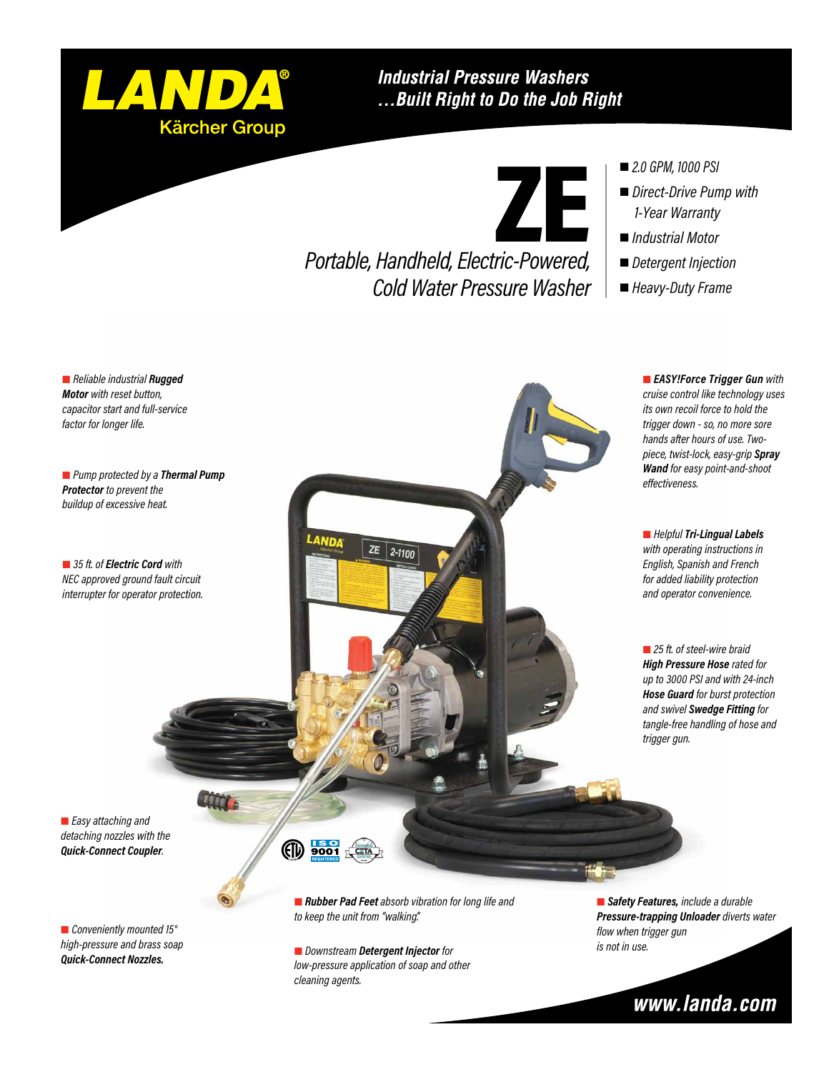# LANDA

Kärcher Group

*Industrial Pressure Washers*
*...Built Right to Do the Job Right*

# ZE

*Portable, Handheld, Electric-Powered, Cold Water Pressure Washer*

- *2.0 GPM, 1000 PSI*
- *Direct-Drive Pump with 1-Year Warranty*
- *Industrial Motor*
- *Detergent Injection*
- *Heavy-Duty Frame*

- *Reliable industrial **Rugged Motor** with reset button, capacitor start and full-service factor for longer life.*
- *Pump protected by a **Thermal Pump Protector** to prevent the buildup of excessive heat.*
- *35 ft. of **Electric Cord** with NEC approved ground fault circuit interrupter for operator protection.*
- *Easy attaching and detaching nozzles with the **Quick-Connect Coupler**.*
- *Conveniently mounted 15° high-pressure and brass soap **Quick-Connect Nozzles.***
- ***EASY!Force Trigger Gun** with cruise control like technology uses its own recoil force to hold the trigger down - so, no more sore hands after hours of use. Two-piece, twist-lock, easy-grip **Spray Wand** for easy point-and-shoot effectiveness.*
- *Helpful **Tri-Lingual Labels** with operating instructions in English, Spanish and French for added liability protection and operator convenience.*
- *25 ft. of steel-wire braid **High Pressure Hose** rated for up to 3000 PSI and with 24-inch **Hose Guard** for burst protection and swivel **Swedge Fitting** for tangle-free handling of hose and trigger gun.*
- ***Rubber Pad Feet** absorb vibration for long life and to keep the unit from "walking."*
- *Downstream **Detergent Injector** for low-pressure application of soap and other cleaning agents.*
- ***Safety Features,** include a durable **Pressure-trapping Unloader** diverts water flow when trigger gun is not in use.*

**www.landa.com**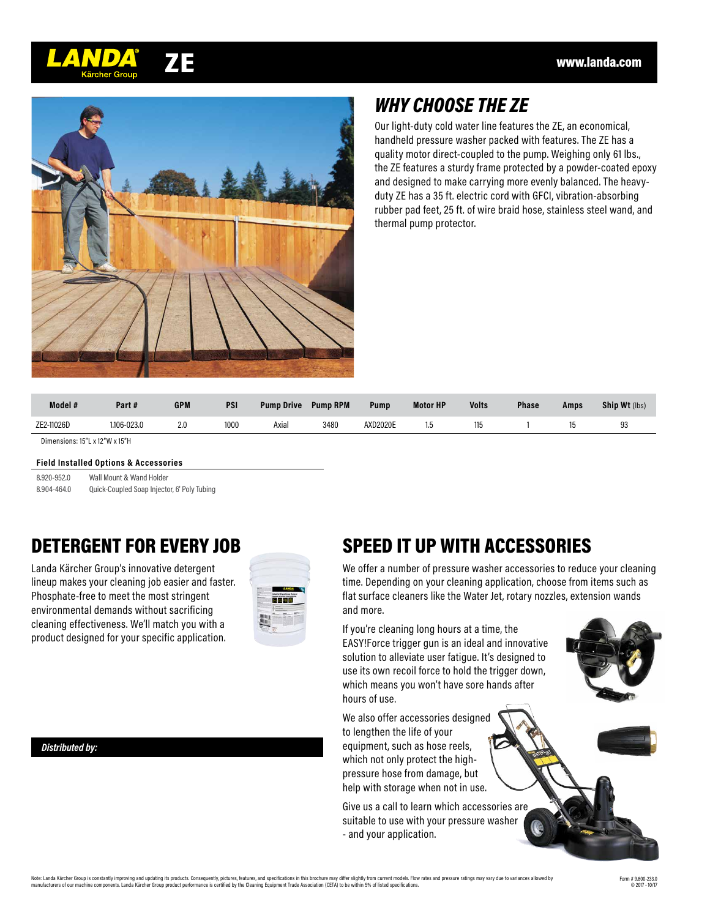# ZE

www.landa.com

## WHY CHOOSE THE ZE

Our light-duty cold water line features the ZE, an economical, handheld pressure washer packed with features. The ZE has a quality motor direct-coupled to the pump. Weighing only 61 lbs., the ZE features a sturdy frame protected by a powder-coated epoxy and designed to make carrying more evenly balanced. The heavy-duty ZE has a 35 ft. electric cord with GFCI, vibration-absorbing rubber pad feet, 25 ft. of wire braid hose, stainless steel wand, and thermal pump protector.

| Model # | Part # | GPM | PSI | Pump Drive | Pump RPM | Pump | Motor HP | Volts | Phase | Amps | Ship Wt (lbs) |
|---|---|---|---|---|---|---|---|---|---|---|---|
| ZE2-11026D | 1.106-023.0 | 2.0 | 1000 | Axial | 3480 | AXD2020E | 1.5 | 115 | 1 | 15 | 93 |

Dimensions: 15"L x 12"W x 15"H

**Field Installed Options & Accessories**

| | |
|---|---|
| 8.920-952.0 | Wall Mount & Wand Holder |
| 8.904-464.0 | Quick-Coupled Soap Injector, 6' Poly Tubing |

## DETERGENT FOR EVERY JOB

Landa Kärcher Group's innovative detergent lineup makes your cleaning job easier and faster. Phosphate-free to meet the most stringent environmental demands without sacrificing cleaning effectiveness. We'll match you with a product designed for your specific application.

***Distributed by:***

## SPEED IT UP WITH ACCESSORIES

We offer a number of pressure washer accessories to reduce your cleaning time. Depending on your cleaning application, choose from items such as flat surface cleaners like the Water Jet, rotary nozzles, extension wands and more.

If you're cleaning long hours at a time, the EASY!Force trigger gun is an ideal and innovative solution to alleviate user fatigue. It's designed to use its own recoil force to hold the trigger down, which means you won't have sore hands after hours of use.

We also offer accessories designed to lengthen the life of your equipment, such as hose reels, which not only protect the high-pressure hose from damage, but help with storage when not in use.

Give us a call to learn which accessories are suitable to use with your pressure washer - and your application.

Note: Landa Kärcher Group is constantly improving and updating its products. Consequently, pictures, features, and specifications in this brochure may differ slightly from current models. Flow rates and pressure ratings may vary due to variances allowed by manufacturers of our machine components. Landa Kärcher Group product performance is certified by the Cleaning Equipment Trade Association (CETA) to be within 5% of listed specifications.

Form # 9.800-233.0
© 2017 • 10/17